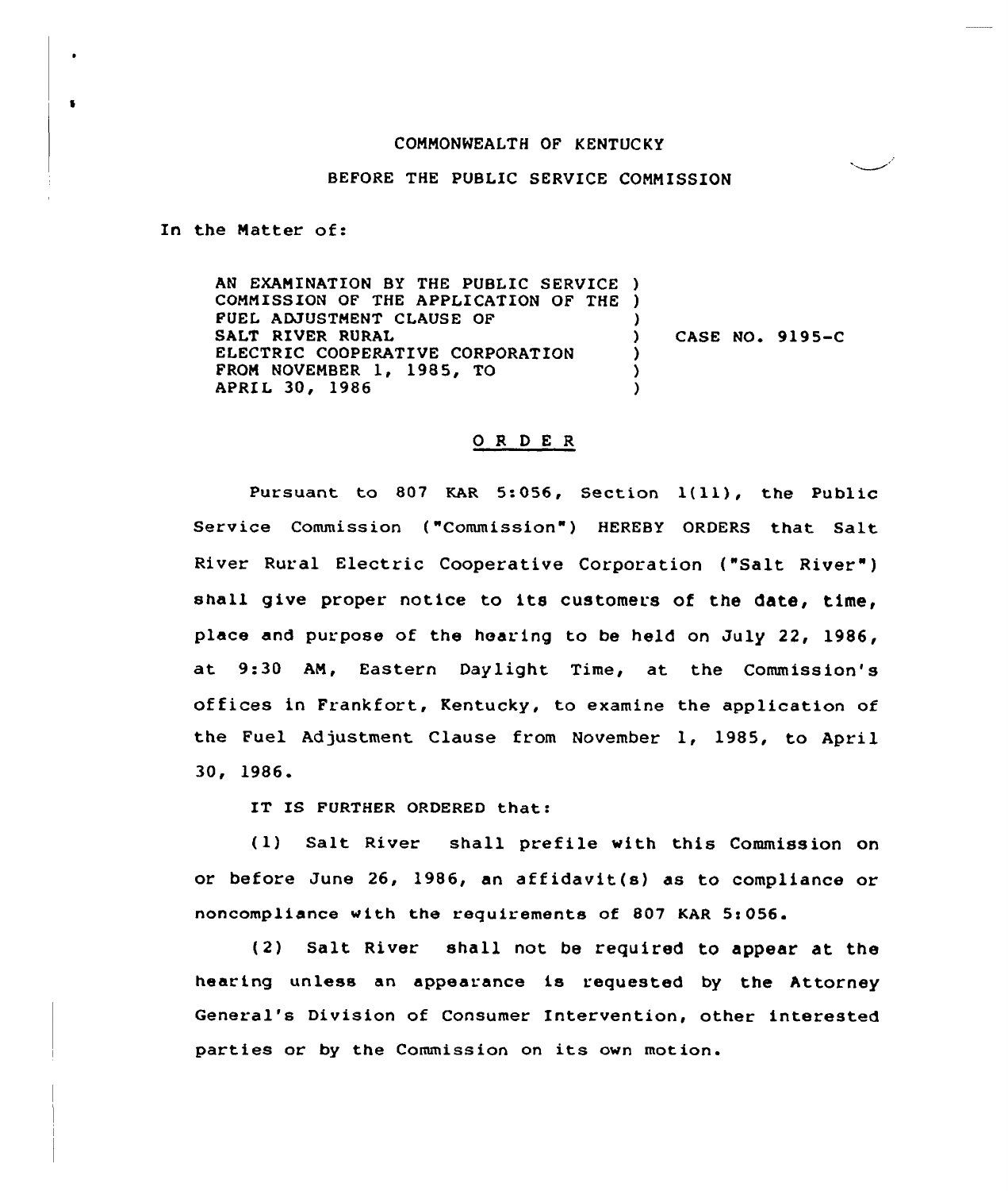COMMONWEALTH OF KENTUCKY

BEFORE THE PUBLIC SERVICE COMMISSION

In the Matter of:

AN EXAMINATION BY THE PUBLIC SERVICE COMMISSION OF THE APPLICATION OF THE FUEL ADJUSTMENT CLAUSE OF SALT RIVER RURAL ELECTRIC COOPERATIVE CORPORATION FROM NOVEMBER 1, 1985, TO APRIL 30, 1986 ) CASE NO. 9195-C

# O R D E R

Pursuant to 807 KAR 5:056, Section 1(11), the Public Service Commission ("Commission") HEREBY ORDERS that Salt River Rural Electric Cooperative Corporation ("Salt River") shall give proper notice to its customers of the date, time, place and purpose of the hearing to be held on July 22, 1986, at 9:30 AM, Eastern Daylight Time, at the Commission's offices in Frankfort, Kentucky, to examine the application of the Fuel Adjustment Clause from November 1, 1985, to April 30, 1986.

IT IS FURTHER ORDERED that:

(1) Salt River shall prefile with this Commission on or before June 26, 1986, an affidavit(s) as to compliance or noncompliance with the requirements of 807 KAR 5:056.

(2) Salt River shall not be required to appear at the hearing unless an appearance is requested by the Attorney General's Division of Consumer Intervention, other interested parties or by the Commission on its own motion.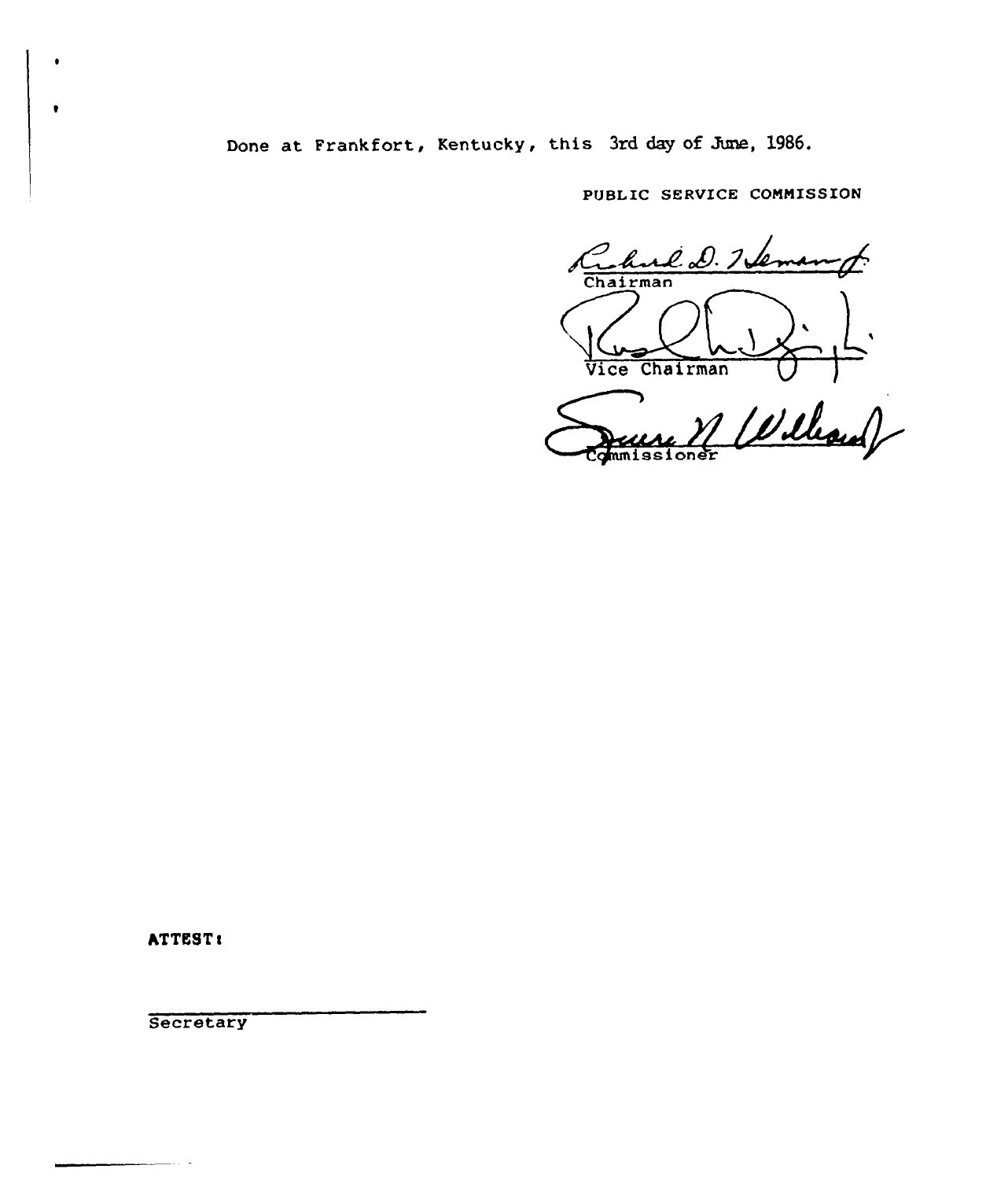Done at Frankfort, Kentucky, this 3rd day of June, 1986.

PUBLIC SERVICE COMMISSION

Chairman

Vice Chairman

Commissioner

ATTEST:

Secretary